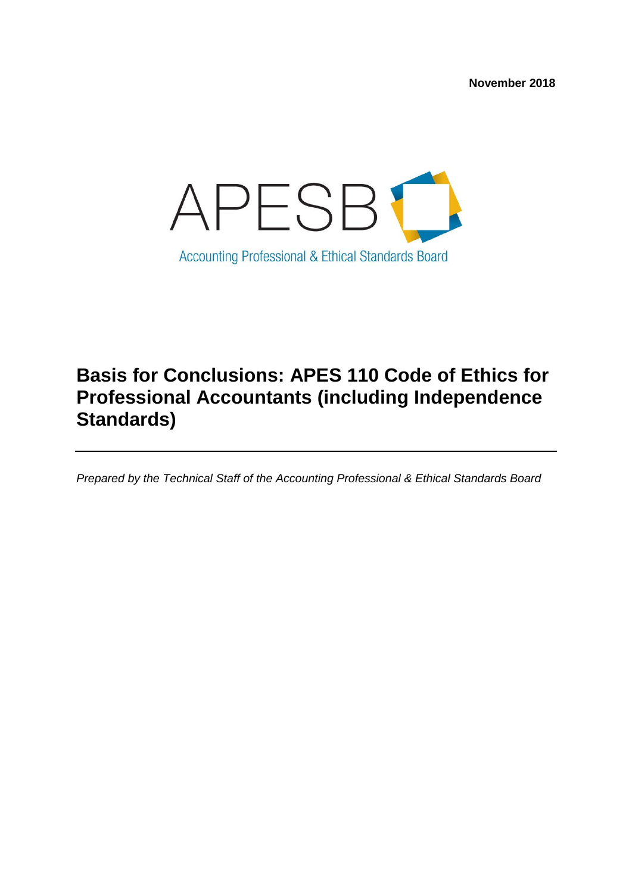November 2018

APESB

Accounting Professional & Ethical Standards Board

# Basis for Conclusions: APES 110 Code of Ethics for Professional Accountants (including Independence Standards)

*Prepared by the Technical Staff of the Accounting Professional & Ethical Standards Board*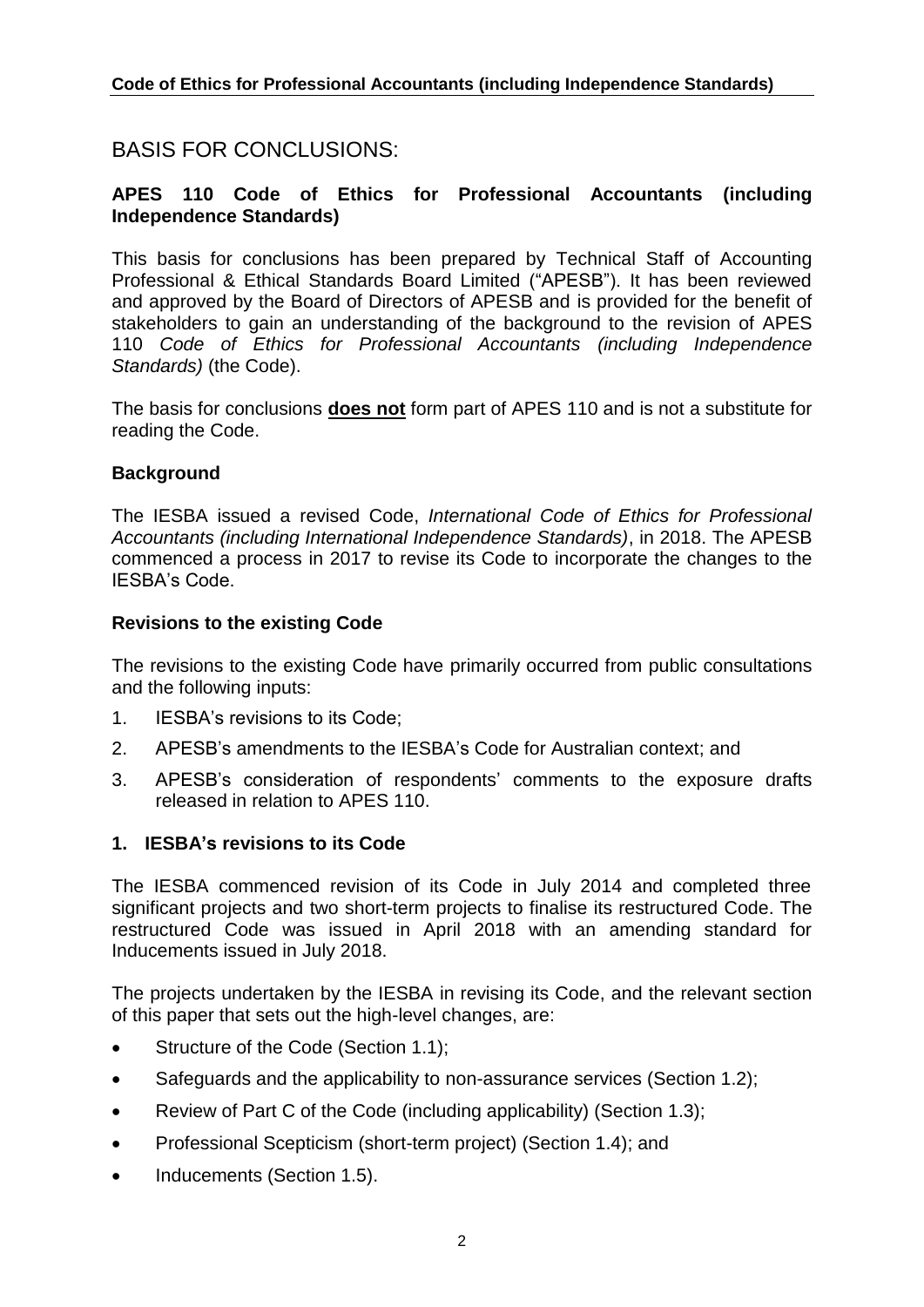# BASIS FOR CONCLUSIONS:

## APES 110 Code of Ethics for Professional Accountants (including Independence Standards)

This basis for conclusions has been prepared by Technical Staff of Accounting Professional & Ethical Standards Board Limited ("APESB"). It has been reviewed and approved by the Board of Directors of APESB and is provided for the benefit of stakeholders to gain an understanding of the background to the revision of APES 110 *Code of Ethics for Professional Accountants (including Independence Standards)* (the Code).

The basis for conclusions **does not** form part of APES 110 and is not a substitute for reading the Code.

### Background

The IESBA issued a revised Code, *International Code of Ethics for Professional Accountants (including International Independence Standards)*, in 2018. The APESB commenced a process in 2017 to revise its Code to incorporate the changes to the IESBA's Code.

### Revisions to the existing Code

The revisions to the existing Code have primarily occurred from public consultations and the following inputs:

1. IESBA's revisions to its Code;
2. APESB's amendments to the IESBA's Code for Australian context; and
3. APESB's consideration of respondents' comments to the exposure drafts released in relation to APES 110.

### 1. IESBA's revisions to its Code

The IESBA commenced revision of its Code in July 2014 and completed three significant projects and two short-term projects to finalise its restructured Code. The restructured Code was issued in April 2018 with an amending standard for Inducements issued in July 2018.

The projects undertaken by the IESBA in revising its Code, and the relevant section of this paper that sets out the high-level changes, are:

- Structure of the Code (Section 1.1);
- Safeguards and the applicability to non-assurance services (Section 1.2);
- Review of Part C of the Code (including applicability) (Section 1.3);
- Professional Scepticism (short-term project) (Section 1.4); and
- Inducements (Section 1.5).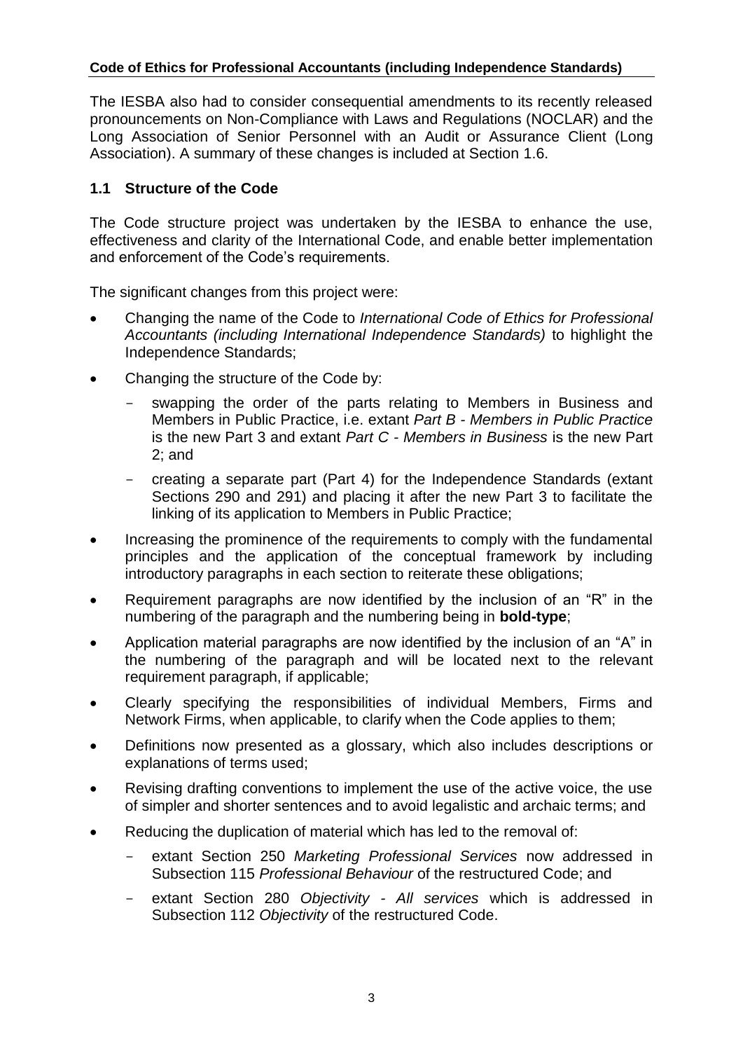The IESBA also had to consider consequential amendments to its recently released pronouncements on Non-Compliance with Laws and Regulations (NOCLAR) and the Long Association of Senior Personnel with an Audit or Assurance Client (Long Association). A summary of these changes is included at Section 1.6.

## 1.1 Structure of the Code

The Code structure project was undertaken by the IESBA to enhance the use, effectiveness and clarity of the International Code, and enable better implementation and enforcement of the Code's requirements.

The significant changes from this project were:

- Changing the name of the Code to *International Code of Ethics for Professional Accountants (including International Independence Standards)* to highlight the Independence Standards;
- Changing the structure of the Code by:
  - swapping the order of the parts relating to Members in Business and Members in Public Practice, i.e. extant *Part B - Members in Public Practice* is the new Part 3 and extant *Part C - Members in Business* is the new Part 2; and
  - creating a separate part (Part 4) for the Independence Standards (extant Sections 290 and 291) and placing it after the new Part 3 to facilitate the linking of its application to Members in Public Practice;
- Increasing the prominence of the requirements to comply with the fundamental principles and the application of the conceptual framework by including introductory paragraphs in each section to reiterate these obligations;
- Requirement paragraphs are now identified by the inclusion of an "R" in the numbering of the paragraph and the numbering being in **bold-type**;
- Application material paragraphs are now identified by the inclusion of an "A" in the numbering of the paragraph and will be located next to the relevant requirement paragraph, if applicable;
- Clearly specifying the responsibilities of individual Members, Firms and Network Firms, when applicable, to clarify when the Code applies to them;
- Definitions now presented as a glossary, which also includes descriptions or explanations of terms used;
- Revising drafting conventions to implement the use of the active voice, the use of simpler and shorter sentences and to avoid legalistic and archaic terms; and
- Reducing the duplication of material which has led to the removal of:
  - extant Section 250 *Marketing Professional Services* now addressed in Subsection 115 *Professional Behaviour* of the restructured Code; and
  - extant Section 280 *Objectivity - All services* which is addressed in Subsection 112 *Objectivity* of the restructured Code.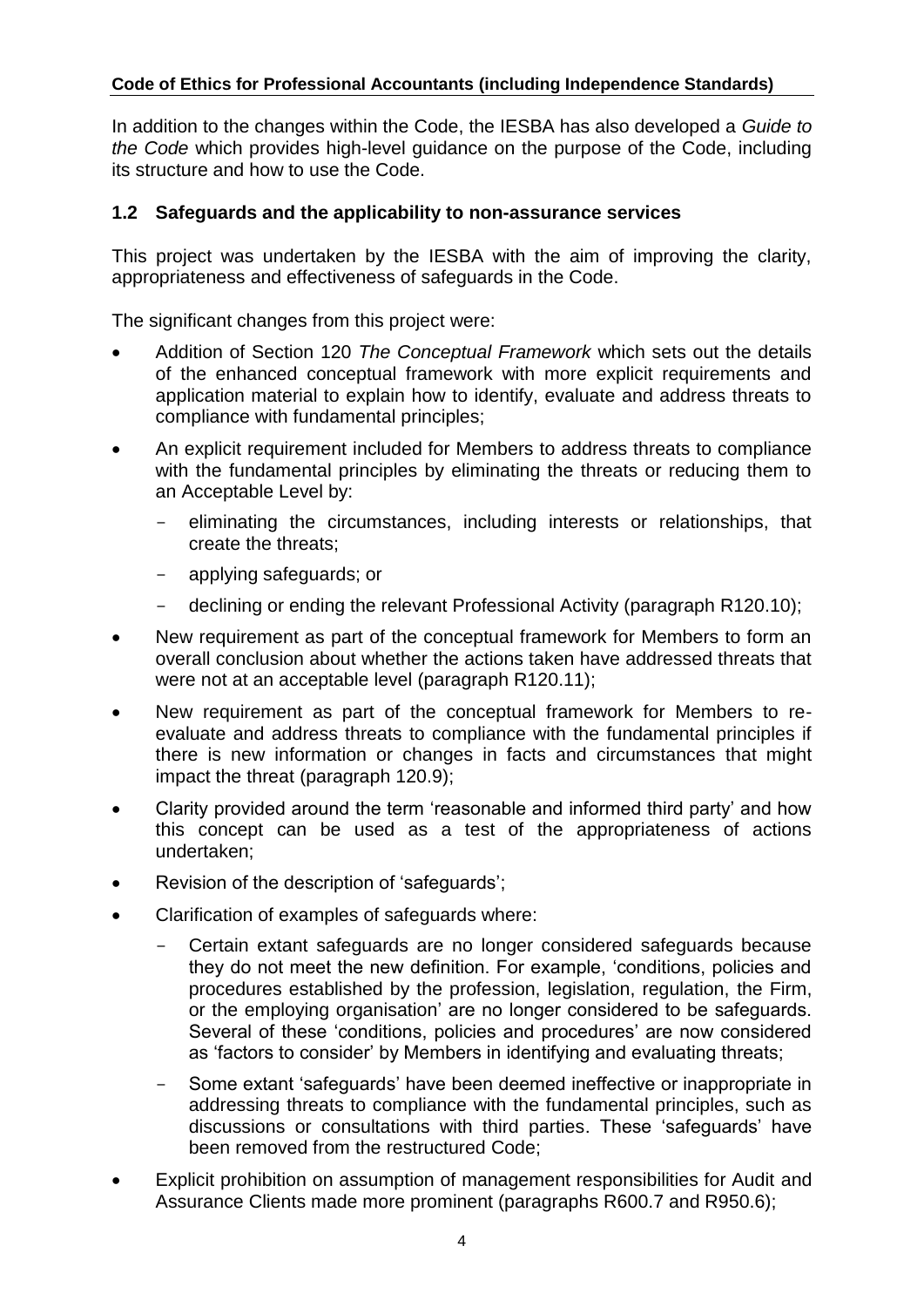In addition to the changes within the Code, the IESBA has also developed a *Guide to the Code* which provides high-level guidance on the purpose of the Code, including its structure and how to use the Code.

## 1.2 Safeguards and the applicability to non-assurance services

This project was undertaken by the IESBA with the aim of improving the clarity, appropriateness and effectiveness of safeguards in the Code.

The significant changes from this project were:

- Addition of Section 120 *The Conceptual Framework* which sets out the details of the enhanced conceptual framework with more explicit requirements and application material to explain how to identify, evaluate and address threats to compliance with fundamental principles;
- An explicit requirement included for Members to address threats to compliance with the fundamental principles by eliminating the threats or reducing them to an Acceptable Level by:
  - eliminating the circumstances, including interests or relationships, that create the threats;
  - applying safeguards; or
  - declining or ending the relevant Professional Activity (paragraph R120.10);
- New requirement as part of the conceptual framework for Members to form an overall conclusion about whether the actions taken have addressed threats that were not at an acceptable level (paragraph R120.11);
- New requirement as part of the conceptual framework for Members to re-evaluate and address threats to compliance with the fundamental principles if there is new information or changes in facts and circumstances that might impact the threat (paragraph 120.9);
- Clarity provided around the term 'reasonable and informed third party' and how this concept can be used as a test of the appropriateness of actions undertaken;
- Revision of the description of 'safeguards';
- Clarification of examples of safeguards where:
  - Certain extant safeguards are no longer considered safeguards because they do not meet the new definition. For example, 'conditions, policies and procedures established by the profession, legislation, regulation, the Firm, or the employing organisation' are no longer considered to be safeguards. Several of these 'conditions, policies and procedures' are now considered as 'factors to consider' by Members in identifying and evaluating threats;
  - Some extant 'safeguards' have been deemed ineffective or inappropriate in addressing threats to compliance with the fundamental principles, such as discussions or consultations with third parties. These 'safeguards' have been removed from the restructured Code;
- Explicit prohibition on assumption of management responsibilities for Audit and Assurance Clients made more prominent (paragraphs R600.7 and R950.6);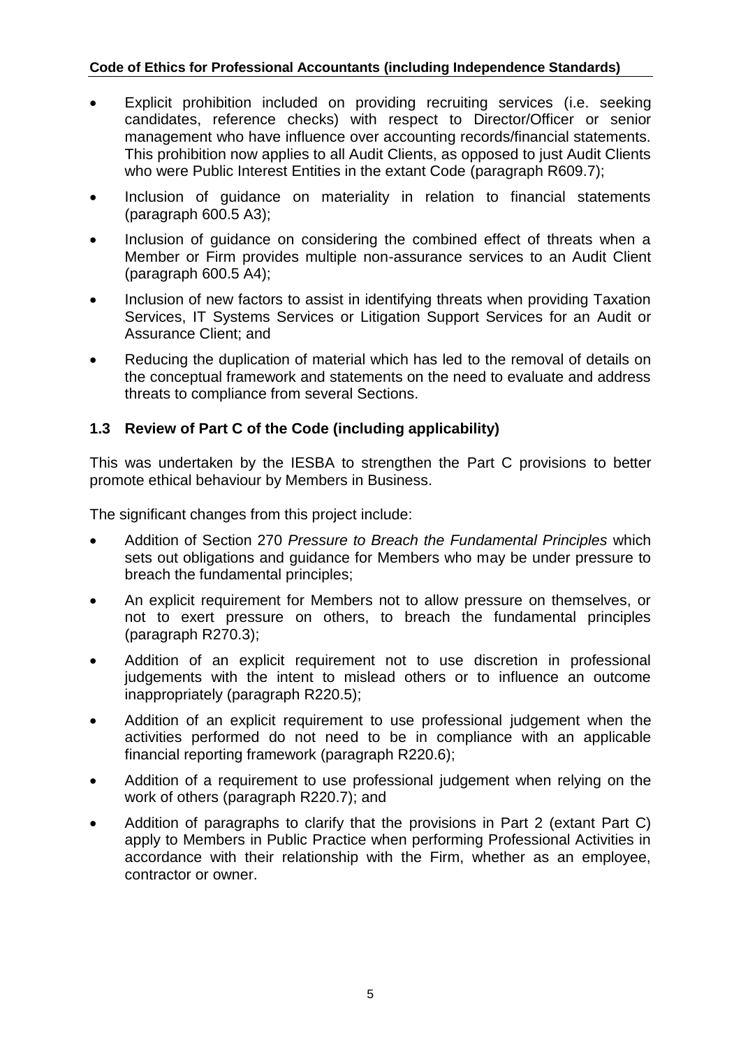- Explicit prohibition included on providing recruiting services (i.e. seeking candidates, reference checks) with respect to Director/Officer or senior management who have influence over accounting records/financial statements. This prohibition now applies to all Audit Clients, as opposed to just Audit Clients who were Public Interest Entities in the extant Code (paragraph R609.7);
- Inclusion of guidance on materiality in relation to financial statements (paragraph 600.5 A3);
- Inclusion of guidance on considering the combined effect of threats when a Member or Firm provides multiple non-assurance services to an Audit Client (paragraph 600.5 A4);
- Inclusion of new factors to assist in identifying threats when providing Taxation Services, IT Systems Services or Litigation Support Services for an Audit or Assurance Client; and
- Reducing the duplication of material which has led to the removal of details on the conceptual framework and statements on the need to evaluate and address threats to compliance from several Sections.

### 1.3 Review of Part C of the Code (including applicability)

This was undertaken by the IESBA to strengthen the Part C provisions to better promote ethical behaviour by Members in Business.

The significant changes from this project include:

- Addition of Section 270 *Pressure to Breach the Fundamental Principles* which sets out obligations and guidance for Members who may be under pressure to breach the fundamental principles;
- An explicit requirement for Members not to allow pressure on themselves, or not to exert pressure on others, to breach the fundamental principles (paragraph R270.3);
- Addition of an explicit requirement not to use discretion in professional judgements with the intent to mislead others or to influence an outcome inappropriately (paragraph R220.5);
- Addition of an explicit requirement to use professional judgement when the activities performed do not need to be in compliance with an applicable financial reporting framework (paragraph R220.6);
- Addition of a requirement to use professional judgement when relying on the work of others (paragraph R220.7); and
- Addition of paragraphs to clarify that the provisions in Part 2 (extant Part C) apply to Members in Public Practice when performing Professional Activities in accordance with their relationship with the Firm, whether as an employee, contractor or owner.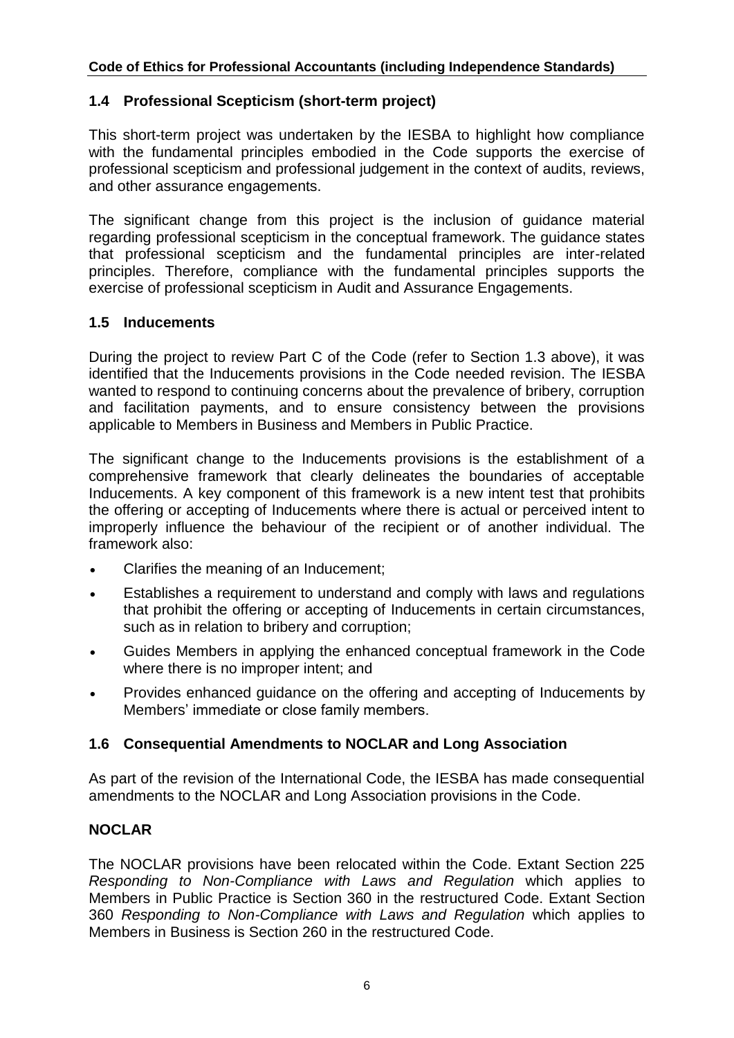## 1.4 Professional Scepticism (short-term project)

This short-term project was undertaken by the IESBA to highlight how compliance with the fundamental principles embodied in the Code supports the exercise of professional scepticism and professional judgement in the context of audits, reviews, and other assurance engagements.

The significant change from this project is the inclusion of guidance material regarding professional scepticism in the conceptual framework. The guidance states that professional scepticism and the fundamental principles are inter-related principles. Therefore, compliance with the fundamental principles supports the exercise of professional scepticism in Audit and Assurance Engagements.

## 1.5 Inducements

During the project to review Part C of the Code (refer to Section 1.3 above), it was identified that the Inducements provisions in the Code needed revision. The IESBA wanted to respond to continuing concerns about the prevalence of bribery, corruption and facilitation payments, and to ensure consistency between the provisions applicable to Members in Business and Members in Public Practice.

The significant change to the Inducements provisions is the establishment of a comprehensive framework that clearly delineates the boundaries of acceptable Inducements. A key component of this framework is a new intent test that prohibits the offering or accepting of Inducements where there is actual or perceived intent to improperly influence the behaviour of the recipient or of another individual. The framework also:

- Clarifies the meaning of an Inducement;
- Establishes a requirement to understand and comply with laws and regulations that prohibit the offering or accepting of Inducements in certain circumstances, such as in relation to bribery and corruption;
- Guides Members in applying the enhanced conceptual framework in the Code where there is no improper intent; and
- Provides enhanced guidance on the offering and accepting of Inducements by Members' immediate or close family members.

## 1.6 Consequential Amendments to NOCLAR and Long Association

As part of the revision of the International Code, the IESBA has made consequential amendments to the NOCLAR and Long Association provisions in the Code.

### NOCLAR

The NOCLAR provisions have been relocated within the Code. Extant Section 225 *Responding to Non-Compliance with Laws and Regulation* which applies to Members in Public Practice is Section 360 in the restructured Code. Extant Section 360 *Responding to Non-Compliance with Laws and Regulation* which applies to Members in Business is Section 260 in the restructured Code.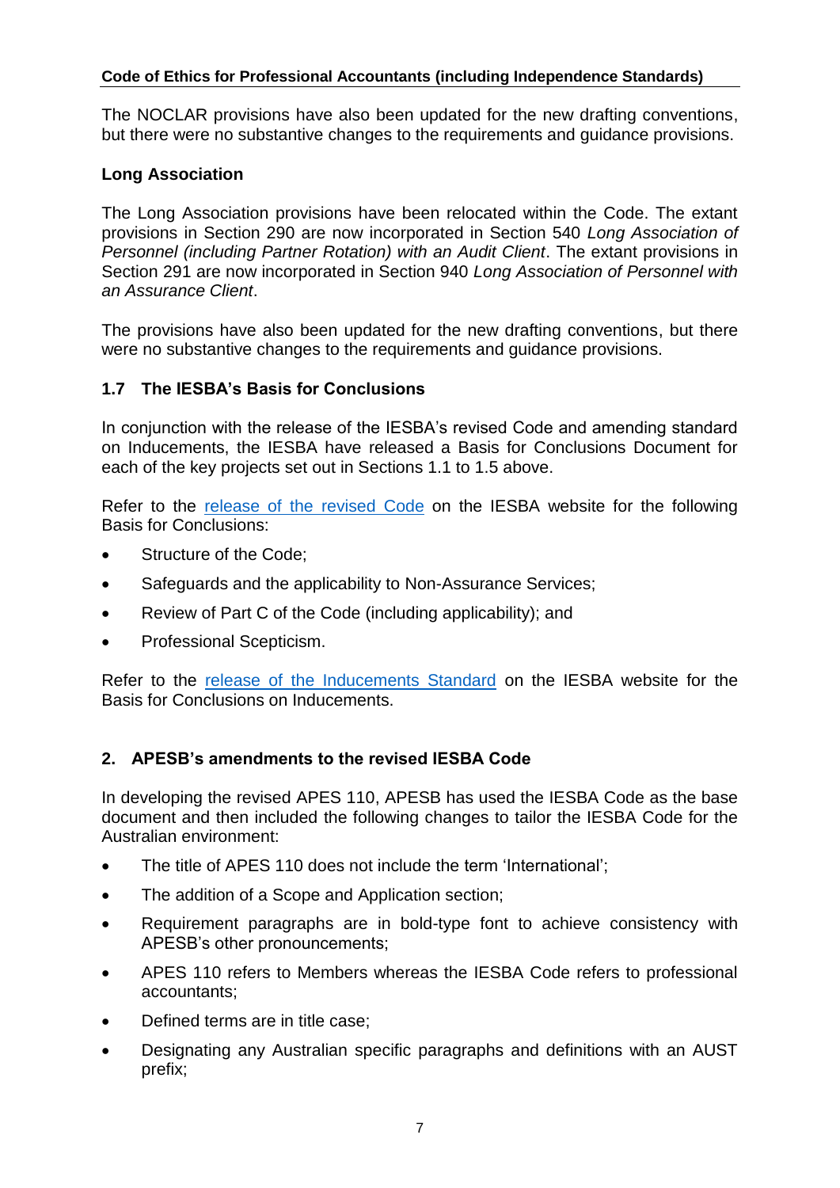The NOCLAR provisions have also been updated for the new drafting conventions, but there were no substantive changes to the requirements and guidance provisions.

**Long Association**

The Long Association provisions have been relocated within the Code. The extant provisions in Section 290 are now incorporated in Section 540 *Long Association of Personnel (including Partner Rotation) with an Audit Client*. The extant provisions in Section 291 are now incorporated in Section 940 *Long Association of Personnel with an Assurance Client*.

The provisions have also been updated for the new drafting conventions, but there were no substantive changes to the requirements and guidance provisions.

### 1.7 The IESBA's Basis for Conclusions

In conjunction with the release of the IESBA's revised Code and amending standard on Inducements, the IESBA have released a Basis for Conclusions Document for each of the key projects set out in Sections 1.1 to 1.5 above.

Refer to the release of the revised Code on the IESBA website for the following Basis for Conclusions:

- Structure of the Code;
- Safeguards and the applicability to Non-Assurance Services;
- Review of Part C of the Code (including applicability); and
- Professional Scepticism.

Refer to the release of the Inducements Standard on the IESBA website for the Basis for Conclusions on Inducements.

## 2. APESB's amendments to the revised IESBA Code

In developing the revised APES 110, APESB has used the IESBA Code as the base document and then included the following changes to tailor the IESBA Code for the Australian environment:

- The title of APES 110 does not include the term 'International';
- The addition of a Scope and Application section;
- Requirement paragraphs are in bold-type font to achieve consistency with APESB's other pronouncements;
- APES 110 refers to Members whereas the IESBA Code refers to professional accountants;
- Defined terms are in title case;
- Designating any Australian specific paragraphs and definitions with an AUST prefix;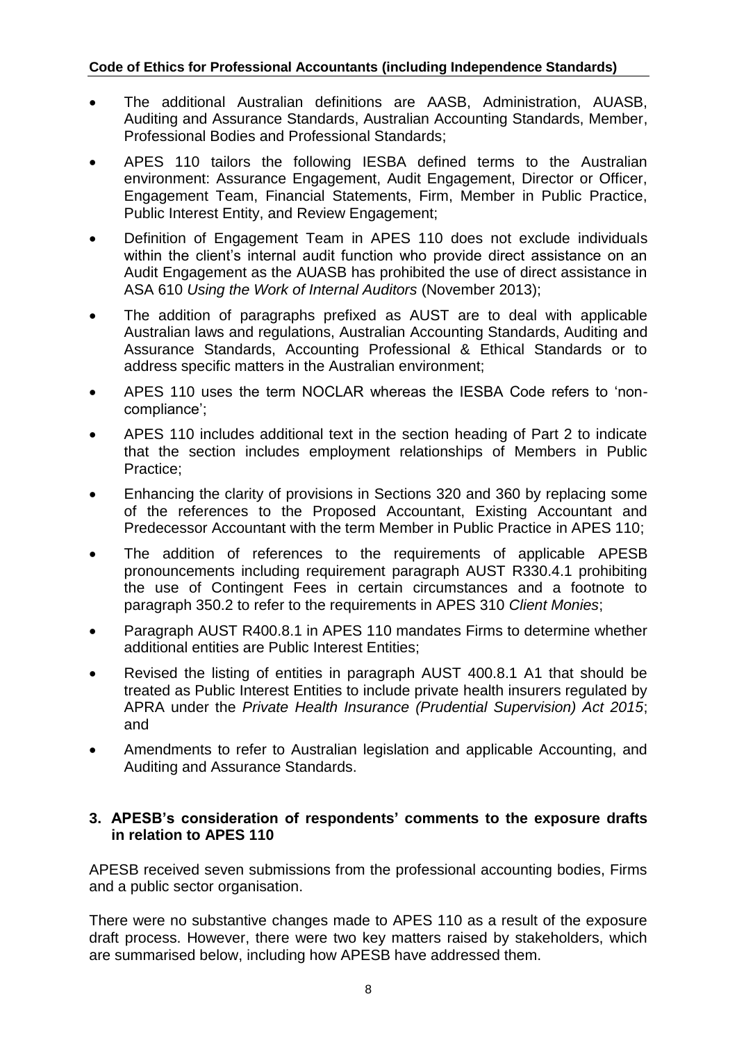- The additional Australian definitions are AASB, Administration, AUASB, Auditing and Assurance Standards, Australian Accounting Standards, Member, Professional Bodies and Professional Standards;
- APES 110 tailors the following IESBA defined terms to the Australian environment: Assurance Engagement, Audit Engagement, Director or Officer, Engagement Team, Financial Statements, Firm, Member in Public Practice, Public Interest Entity, and Review Engagement;
- Definition of Engagement Team in APES 110 does not exclude individuals within the client's internal audit function who provide direct assistance on an Audit Engagement as the AUASB has prohibited the use of direct assistance in ASA 610 *Using the Work of Internal Auditors* (November 2013);
- The addition of paragraphs prefixed as AUST are to deal with applicable Australian laws and regulations, Australian Accounting Standards, Auditing and Assurance Standards, Accounting Professional & Ethical Standards or to address specific matters in the Australian environment;
- APES 110 uses the term NOCLAR whereas the IESBA Code refers to 'non-compliance';
- APES 110 includes additional text in the section heading of Part 2 to indicate that the section includes employment relationships of Members in Public Practice;
- Enhancing the clarity of provisions in Sections 320 and 360 by replacing some of the references to the Proposed Accountant, Existing Accountant and Predecessor Accountant with the term Member in Public Practice in APES 110;
- The addition of references to the requirements of applicable APESB pronouncements including requirement paragraph AUST R330.4.1 prohibiting the use of Contingent Fees in certain circumstances and a footnote to paragraph 350.2 to refer to the requirements in APES 310 *Client Monies*;
- Paragraph AUST R400.8.1 in APES 110 mandates Firms to determine whether additional entities are Public Interest Entities;
- Revised the listing of entities in paragraph AUST 400.8.1 A1 that should be treated as Public Interest Entities to include private health insurers regulated by APRA under the *Private Health Insurance (Prudential Supervision) Act 2015*; and
- Amendments to refer to Australian legislation and applicable Accounting, and Auditing and Assurance Standards.

## 3. APESB's consideration of respondents' comments to the exposure drafts in relation to APES 110

APESB received seven submissions from the professional accounting bodies, Firms and a public sector organisation.

There were no substantive changes made to APES 110 as a result of the exposure draft process. However, there were two key matters raised by stakeholders, which are summarised below, including how APESB have addressed them.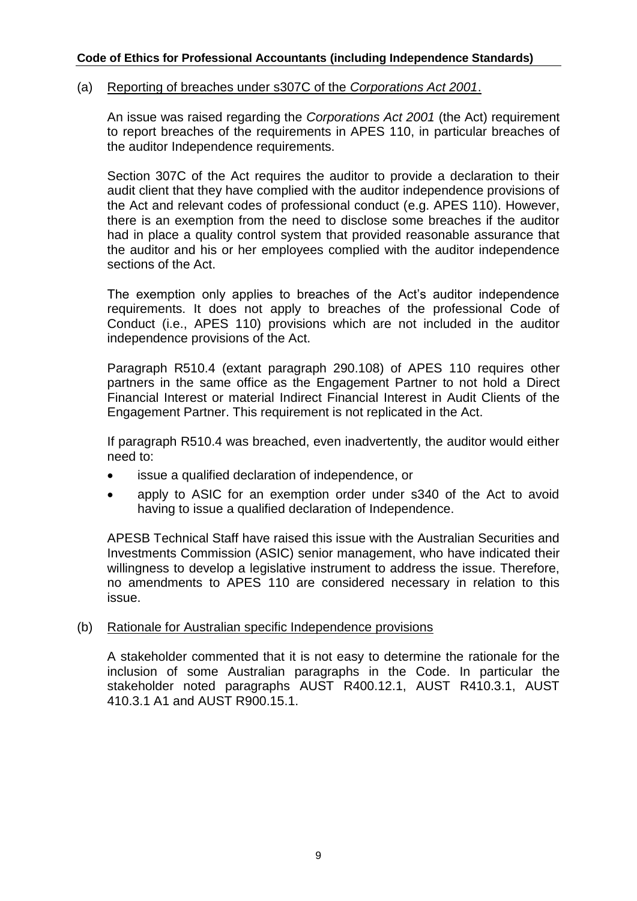**Code of Ethics for Professional Accountants (including Independence Standards)**

(a) Reporting of breaches under s307C of the *Corporations Act 2001*.

An issue was raised regarding the *Corporations Act 2001* (the Act) requirement to report breaches of the requirements in APES 110, in particular breaches of the auditor Independence requirements.

Section 307C of the Act requires the auditor to provide a declaration to their audit client that they have complied with the auditor independence provisions of the Act and relevant codes of professional conduct (e.g. APES 110). However, there is an exemption from the need to disclose some breaches if the auditor had in place a quality control system that provided reasonable assurance that the auditor and his or her employees complied with the auditor independence sections of the Act.

The exemption only applies to breaches of the Act's auditor independence requirements. It does not apply to breaches of the professional Code of Conduct (i.e., APES 110) provisions which are not included in the auditor independence provisions of the Act.

Paragraph R510.4 (extant paragraph 290.108) of APES 110 requires other partners in the same office as the Engagement Partner to not hold a Direct Financial Interest or material Indirect Financial Interest in Audit Clients of the Engagement Partner. This requirement is not replicated in the Act.

If paragraph R510.4 was breached, even inadvertently, the auditor would either need to:

- issue a qualified declaration of independence, or
- apply to ASIC for an exemption order under s340 of the Act to avoid having to issue a qualified declaration of Independence.

APESB Technical Staff have raised this issue with the Australian Securities and Investments Commission (ASIC) senior management, who have indicated their willingness to develop a legislative instrument to address the issue. Therefore, no amendments to APES 110 are considered necessary in relation to this issue.

(b) Rationale for Australian specific Independence provisions

A stakeholder commented that it is not easy to determine the rationale for the inclusion of some Australian paragraphs in the Code. In particular the stakeholder noted paragraphs AUST R400.12.1, AUST R410.3.1, AUST 410.3.1 A1 and AUST R900.15.1.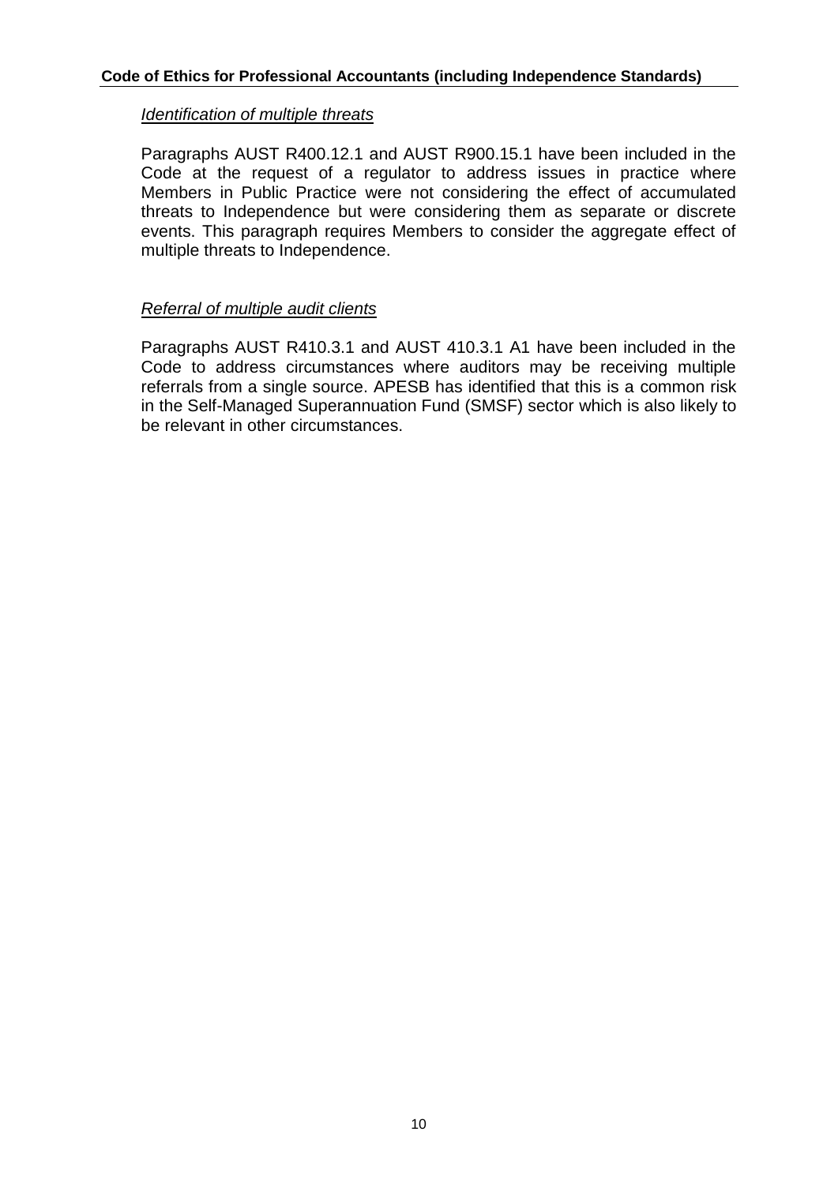*Identification of multiple threats*

Paragraphs AUST R400.12.1 and AUST R900.15.1 have been included in the Code at the request of a regulator to address issues in practice where Members in Public Practice were not considering the effect of accumulated threats to Independence but were considering them as separate or discrete events. This paragraph requires Members to consider the aggregate effect of multiple threats to Independence.

*Referral of multiple audit clients*

Paragraphs AUST R410.3.1 and AUST 410.3.1 A1 have been included in the Code to address circumstances where auditors may be receiving multiple referrals from a single source. APESB has identified that this is a common risk in the Self-Managed Superannuation Fund (SMSF) sector which is also likely to be relevant in other circumstances.